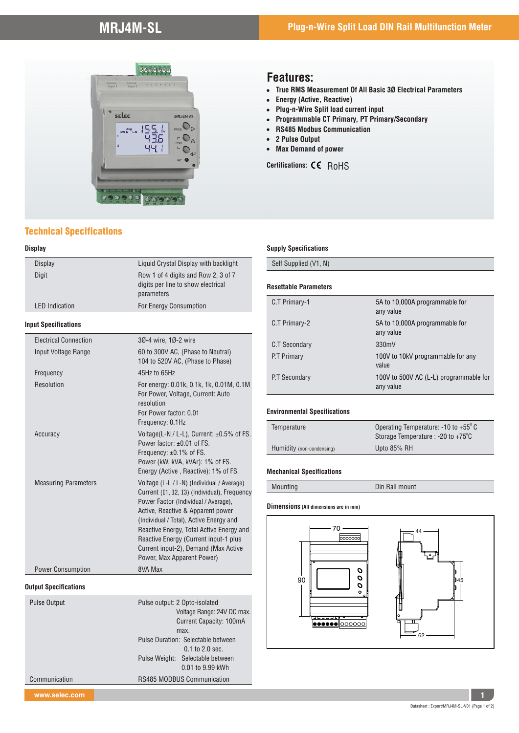# MRJ4M-SL

## Plug-n-Wire Split Load DIN Rail Multifunction Meter

## Features:

- True RMS Measurement Of All Basic 3Ø Electrical Parameters
- Energy (Active, Reactive)
- Plug-n-Wire Split load current input
- Programmable CT Primary, PT Primary/Secondary
- RS485 Modbus Communication
- 2 Pulse Output
- Max Demand of power

**Certifications:** CE RoHS

## Technical Specifications

### Display

| | |
|---|---|
| Display | Liquid Crystal Display with backlight |
| Digit | Row 1 of 4 digits and Row 2, 3 of 7 digits per line to show electrical parameters |
| LED Indication | For Energy Consumption |

### Input Specifications

| | |
|---|---|
| Electrical Connection | 3Ø-4 wire, 1Ø-2 wire |
| Input Voltage Range | 60 to 300V AC, (Phase to Neutral)<br>104 to 520V AC, (Phase to Phase) |
| Frequency | 45Hz to 65Hz |
| Resolution | For energy: 0.01k, 0.1k, 1k, 0.01M, 0.1M<br>For Power, Voltage, Current: Auto resolution<br>For Power factor: 0.01<br>Frequency: 0.1Hz |
| Accuracy | Voltage(L-N / L-L), Current: ±0.5% of FS.<br>Power factor: ±0.01 of FS.<br>Frequency: ±0.1% of FS.<br>Power (kW, kVA, kVAr): 1% of FS.<br>Energy (Active , Reactive): 1% of FS. |
| Measuring Parameters | Voltage (L-L / L-N) (Individual / Average) Current (I1, I2, I3) (Individual), Frequency Power Factor (Individual / Average), Active, Reactive & Apparent power (Individual / Total), Active Energy and Reactive Energy, Total Active Energy and Reactive Energy (Current input-1 plus Current input-2), Demand (Max Active Power, Max Apparent Power) |
| Power Consumption | 8VA Max |

### Output Specifications

| | |
|---|---|
| Pulse Output | Pulse output: 2 Opto-isolated<br>Voltage Range: 24V DC max.<br>Current Capacity: 100mA max.<br>Pulse Duration: Selectable between 0.1 to 2.0 sec.<br>Pulse Weight: Selectable between 0.01 to 9.99 kWh |
| Communication | RS485 MODBUS Communication |

### Supply Specifications

| |
|---|
| Self Supplied (V1, N) |

### Resettable Parameters

| | |
|---|---|
| C.T Primary-1 | 5A to 10,000A programmable for any value |
| C.T Primary-2 | 5A to 10,000A programmable for any value |
| C.T Secondary | 330mV |
| P.T Primary | 100V to 10kV programmable for any value |
| P.T Secondary | 100V to 500V AC (L-L) programmable for any value |

### Environmental Specifications

| | |
|---|---|
| Temperature | Operating Temperature: -10 to +55°C<br>Storage Temperature : -20 to +75°C |
| Humidity (non-condensing) | Upto 85% RH |

### Mechanical Specifications

| | |
|---|---|
| Mounting | Din Rail mount |

### Dimensions (All dimensions are in mm)

70, 90, 44, 45, 62

www.selec.com

Datasheet : Export/MRJ4M-SL-V01 (Page 1 of 2)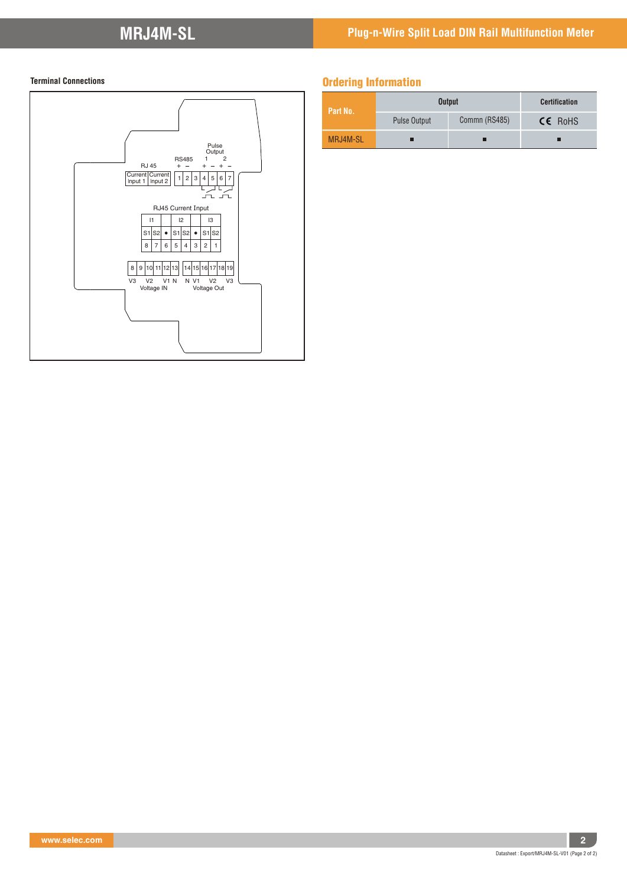### Terminal Connections

Pulse Output
RS485
1 2
+ − + − + −
RJ 45
Current Input 1 | Current Input 2
1 2 3 4 5 6 7

RJ45 Current Input
I1 I2 I3
S1 S2 ● S1 S2 ● S1 S2
8 7 6 5 4 3 2 1

8 9 10 11 12 13 | 14 15 16 17 18 19
V3 V2 V1 N | N V1 V2 V3
Voltage IN | Voltage Out

## Ordering Information

| Part No. | Output | | Certification |
|---|---|---|---|
| | Pulse Output | Comm (RS485) | CE RoHS |
| MRJ4M-SL | ■ | ■ | ■ |

www.selec.com

Datasheet : Export/MRJ4M-SL-V01 (Page 2 of 2)